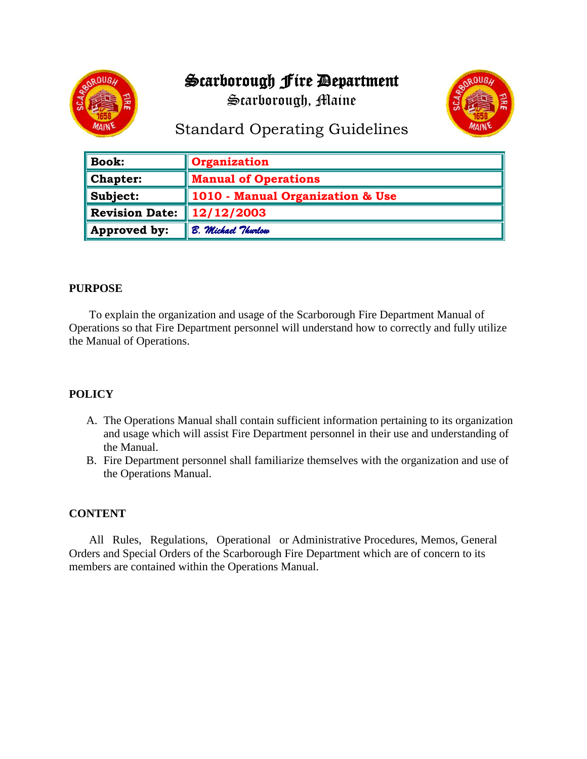# Scarborough Fire Department

Scarborough, Maine

## Standard Operating Guidelines

| Book: | Organization |
|---|---|
| Chapter: | Manual of Operations |
| Subject: | 1010 - Manual Organization & Use |
| Revision Date: | 12/12/2003 |
| Approved by: | *B. Michael Thurlow* |

**PURPOSE**

To explain the organization and usage of the Scarborough Fire Department Manual of Operations so that Fire Department personnel will understand how to correctly and fully utilize the Manual of Operations.

**POLICY**

A. The Operations Manual shall contain sufficient information pertaining to its organization and usage which will assist Fire Department personnel in their use and understanding of the Manual.
B. Fire Department personnel shall familiarize themselves with the organization and use of the Operations Manual.

**CONTENT**

All Rules, Regulations, Operational or Administrative Procedures, Memos, General Orders and Special Orders of the Scarborough Fire Department which are of concern to its members are contained within the Operations Manual.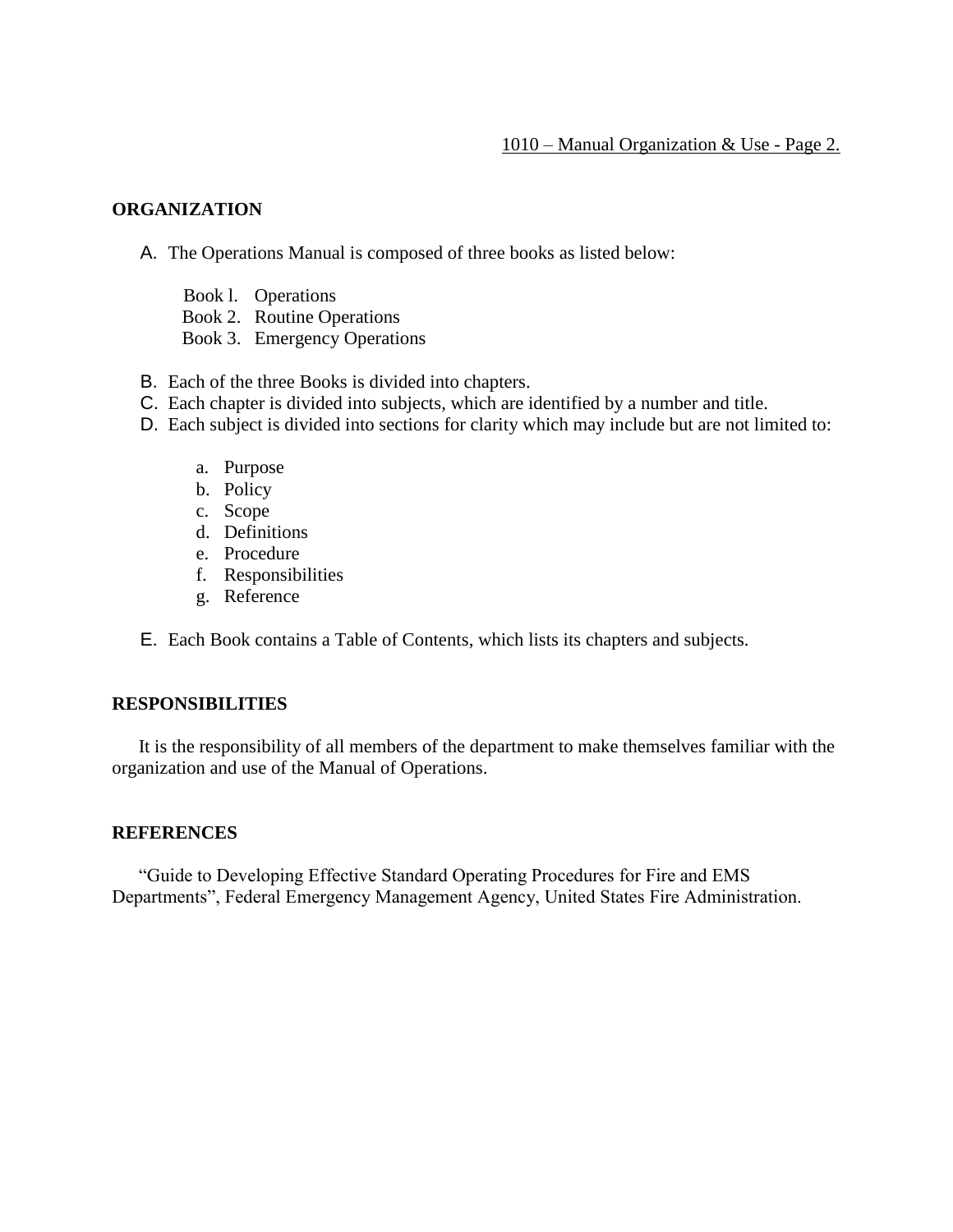## ORGANIZATION

A. The Operations Manual is composed of three books as listed below:

Book l. Operations
Book 2. Routine Operations
Book 3. Emergency Operations

B. Each of the three Books is divided into chapters.
C. Each chapter is divided into subjects, which are identified by a number and title.
D. Each subject is divided into sections for clarity which may include but are not limited to:

a. Purpose
b. Policy
c. Scope
d. Definitions
e. Procedure
f. Responsibilities
g. Reference

E. Each Book contains a Table of Contents, which lists its chapters and subjects.

## RESPONSIBILITIES

It is the responsibility of all members of the department to make themselves familiar with the organization and use of the Manual of Operations.

## REFERENCES

"Guide to Developing Effective Standard Operating Procedures for Fire and EMS Departments", Federal Emergency Management Agency, United States Fire Administration.